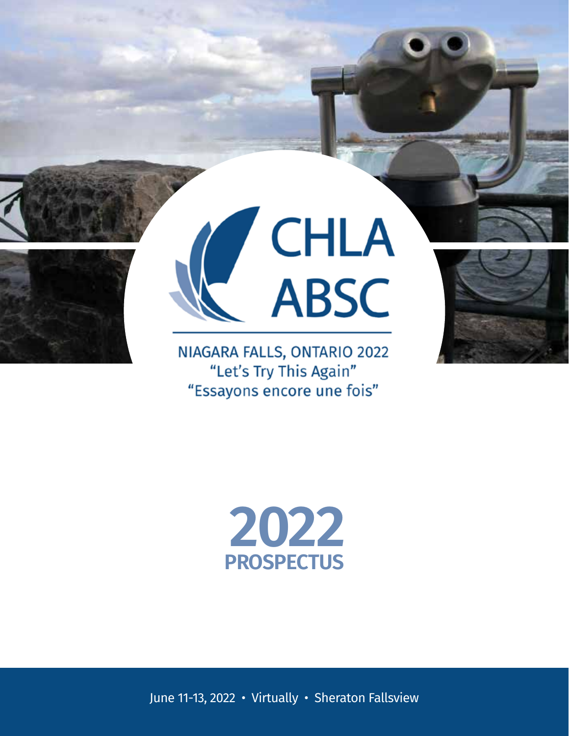# CHLA ABSC

NIAGARA FALLS, ONTARIO 2022

"Let's Try This Again"

"Essayons encore une fois"

# 2022 PROSPECTUS

June 11-13, 2022 • Virtually • Sheraton Fallsview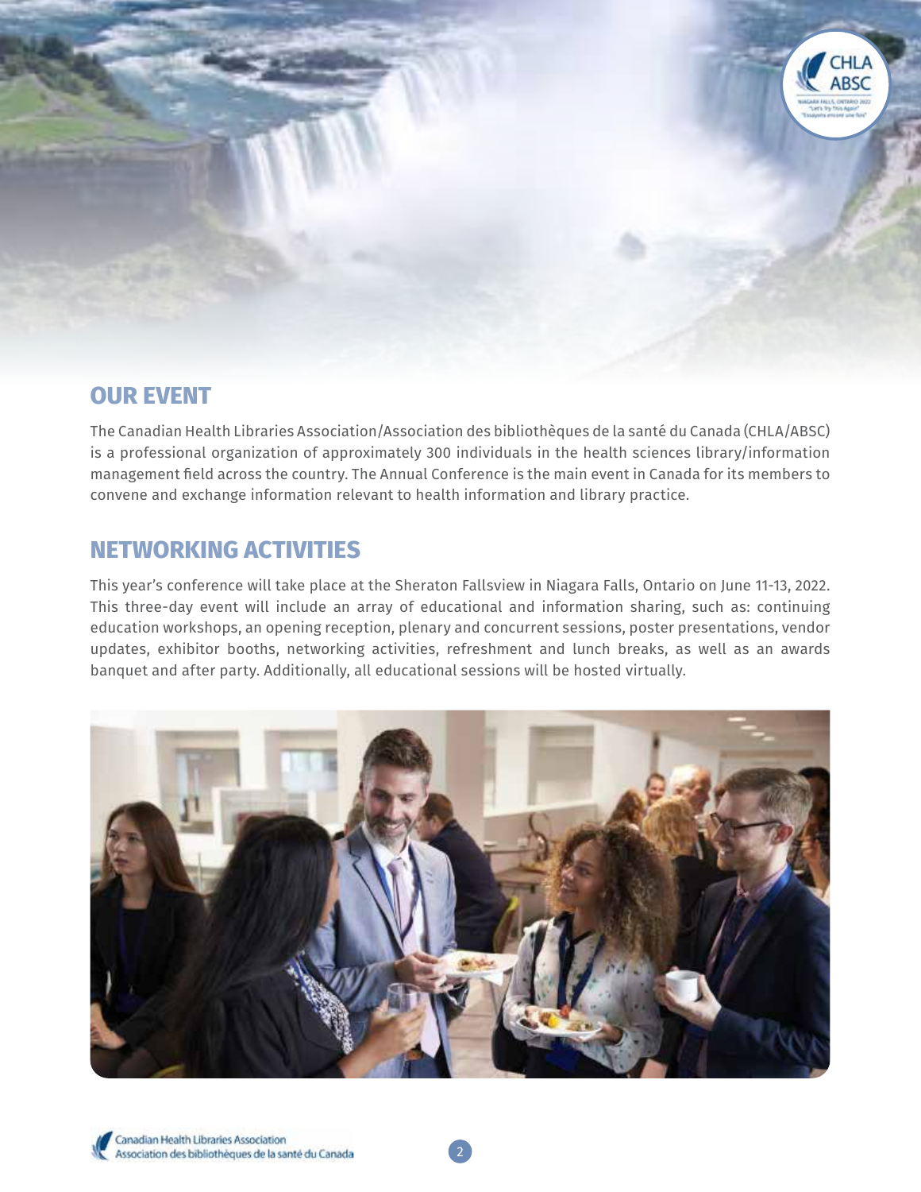## OUR EVENT

The Canadian Health Libraries Association/Association des bibliothèques de la santé du Canada (CHLA/ABSC) is a professional organization of approximately 300 individuals in the health sciences library/information management field across the country. The Annual Conference is the main event in Canada for its members to convene and exchange information relevant to health information and library practice.

## NETWORKING ACTIVITIES

This year's conference will take place at the Sheraton Fallsview in Niagara Falls, Ontario on June 11-13, 2022. This three-day event will include an array of educational and information sharing, such as: continuing education workshops, an opening reception, plenary and concurrent sessions, poster presentations, vendor updates, exhibitor booths, networking activities, refreshment and lunch breaks, as well as an awards banquet and after party. Additionally, all educational sessions will be hosted virtually.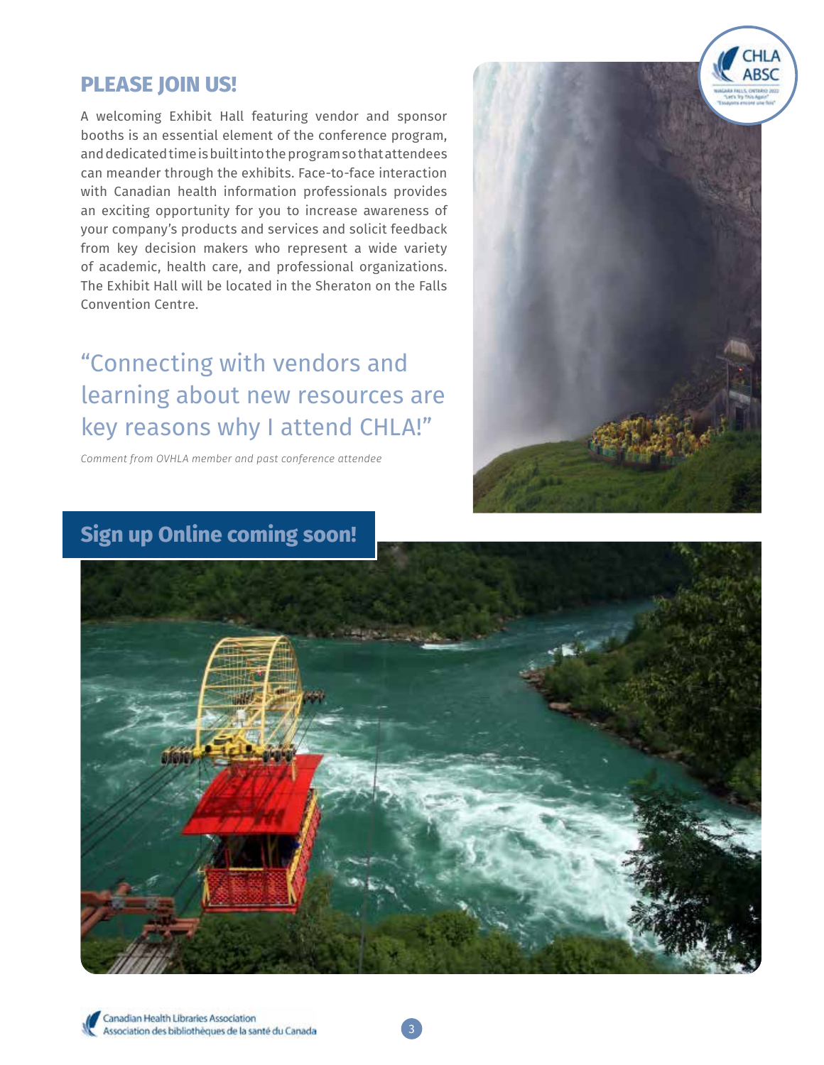## PLEASE JOIN US!

A welcoming Exhibit Hall featuring vendor and sponsor booths is an essential element of the conference program, and dedicated time is built into the program so that attendees can meander through the exhibits. Face-to-face interaction with Canadian health information professionals provides an exciting opportunity for you to increase awareness of your company's products and services and solicit feedback from key decision makers who represent a wide variety of academic, health care, and professional organizations. The Exhibit Hall will be located in the Sheraton on the Falls Convention Centre.

> "Connecting with vendors and learning about new resources are key reasons why I attend CHLA!"

*Comment from OVHLA member and past conference attendee*

## Sign up Online coming soon!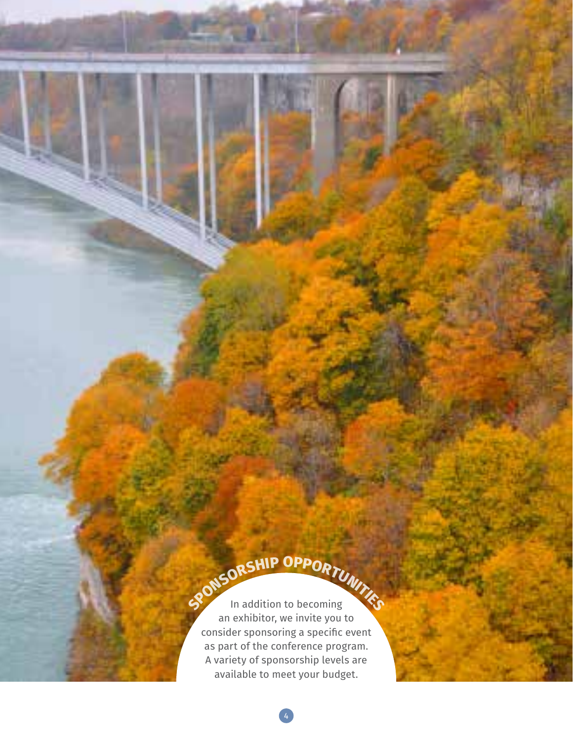## SPONSORSHIP OPPORTUNITIES

In addition to becoming an exhibitor, we invite you to consider sponsoring a specific event as part of the conference program. A variety of sponsorship levels are available to meet your budget.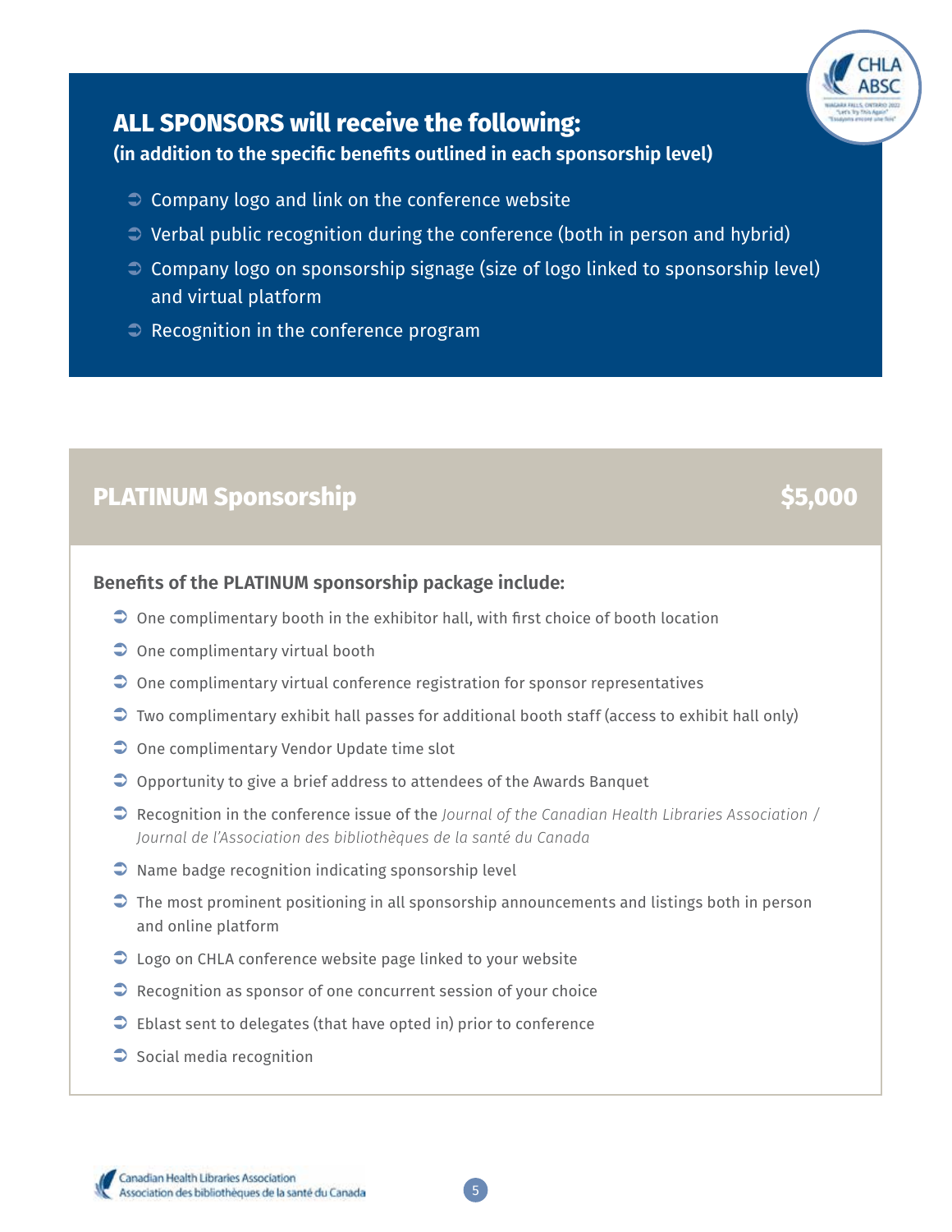## ALL SPONSORS will receive the following:

**(in addition to the specific benefits outlined in each sponsorship level)**

- Company logo and link on the conference website
- Verbal public recognition during the conference (both in person and hybrid)
- Company logo on sponsorship signage (size of logo linked to sponsorship level) and virtual platform
- Recognition in the conference program

## PLATINUM Sponsorship $5,000

**Benefits of the PLATINUM sponsorship package include:**

- One complimentary booth in the exhibitor hall, with first choice of booth location
- One complimentary virtual booth
- One complimentary virtual conference registration for sponsor representatives
- Two complimentary exhibit hall passes for additional booth staff (access to exhibit hall only)
- One complimentary Vendor Update time slot
- Opportunity to give a brief address to attendees of the Awards Banquet
- Recognition in the conference issue of the *Journal of the Canadian Health Libraries Association / Journal de l'Association des bibliothèques de la santé du Canada*
- Name badge recognition indicating sponsorship level
- The most prominent positioning in all sponsorship announcements and listings both in person and online platform
- Logo on CHLA conference website page linked to your website
- Recognition as sponsor of one concurrent session of your choice
- Eblast sent to delegates (that have opted in) prior to conference
- Social media recognition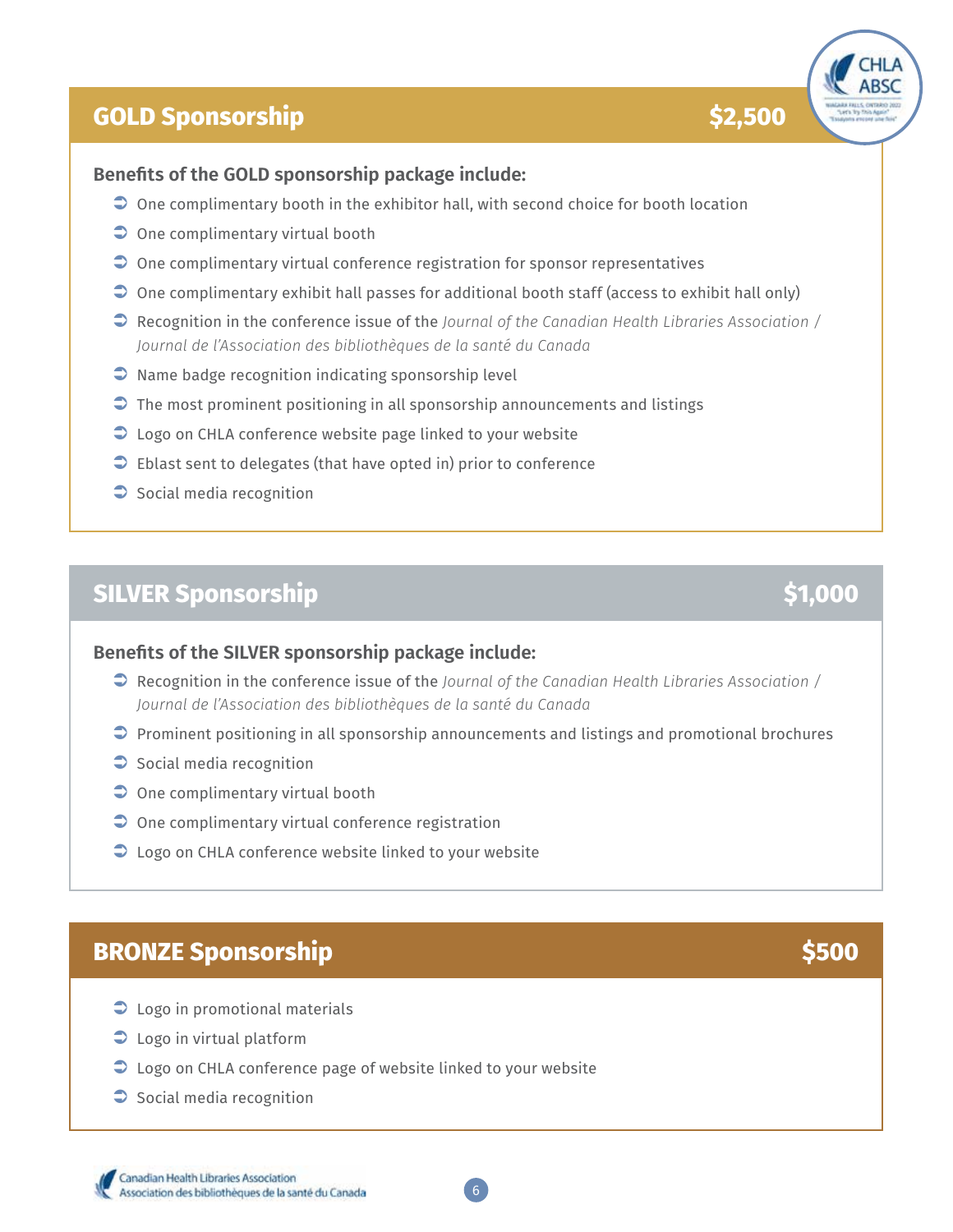## GOLD Sponsorship $2,500

**Benefits of the GOLD sponsorship package include:**

- One complimentary booth in the exhibitor hall, with second choice for booth location
- One complimentary virtual booth
- One complimentary virtual conference registration for sponsor representatives
- One complimentary exhibit hall passes for additional booth staff (access to exhibit hall only)
- Recognition in the conference issue of the *Journal of the Canadian Health Libraries Association / Journal de l'Association des bibliothèques de la santé du Canada*
- Name badge recognition indicating sponsorship level
- The most prominent positioning in all sponsorship announcements and listings
- Logo on CHLA conference website page linked to your website
- Eblast sent to delegates (that have opted in) prior to conference
- Social media recognition

## SILVER Sponsorship $1,000

**Benefits of the SILVER sponsorship package include:**

- Recognition in the conference issue of the *Journal of the Canadian Health Libraries Association / Journal de l'Association des bibliothèques de la santé du Canada*
- Prominent positioning in all sponsorship announcements and listings and promotional brochures
- Social media recognition
- One complimentary virtual booth
- One complimentary virtual conference registration
- Logo on CHLA conference website linked to your website

## BRONZE Sponsorship $500

- Logo in promotional materials
- Logo in virtual platform
- Logo on CHLA conference page of website linked to your website
- Social media recognition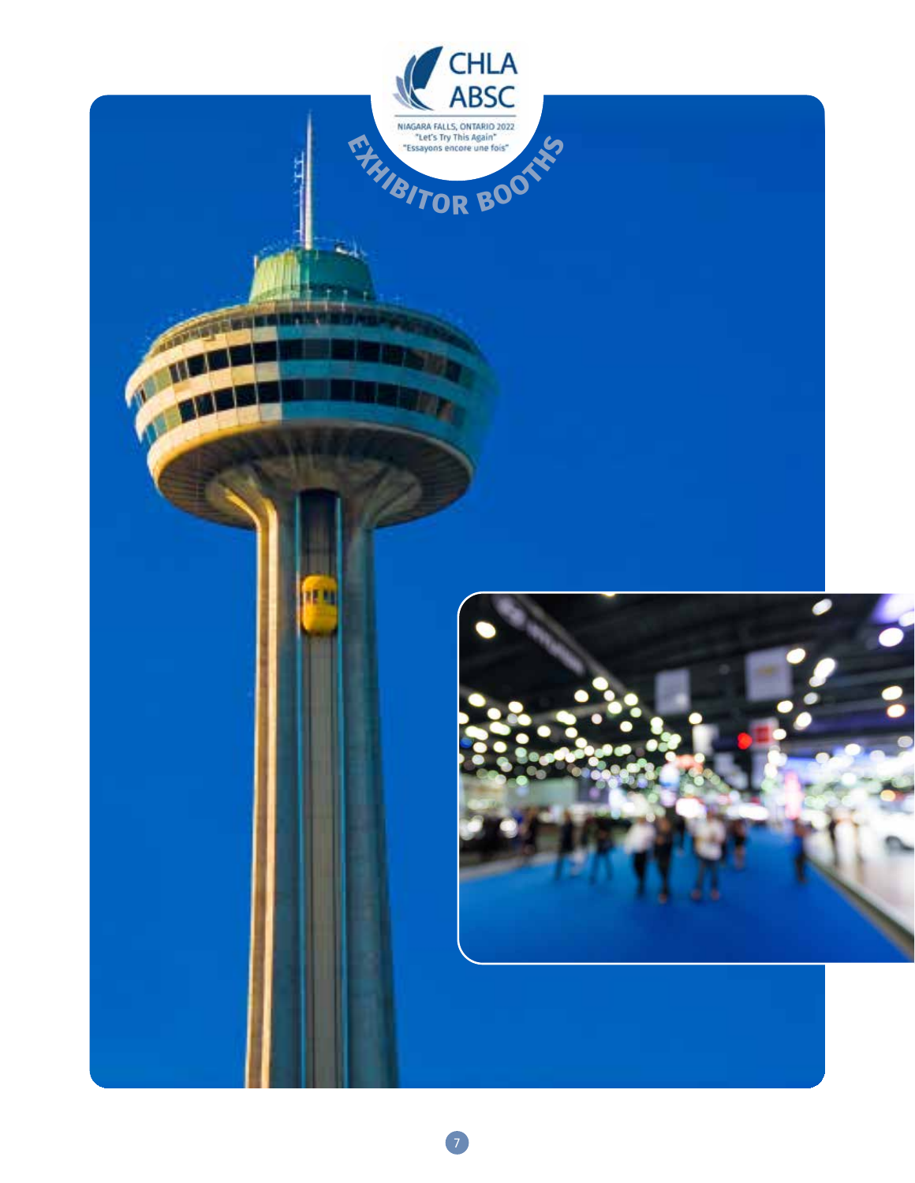CHLA
ABSC

NIAGARA FALLS, ONTARIO 2022
"Let's Try This Again"
"Essayons encore une fois"

# EXHIBITOR BOOTHS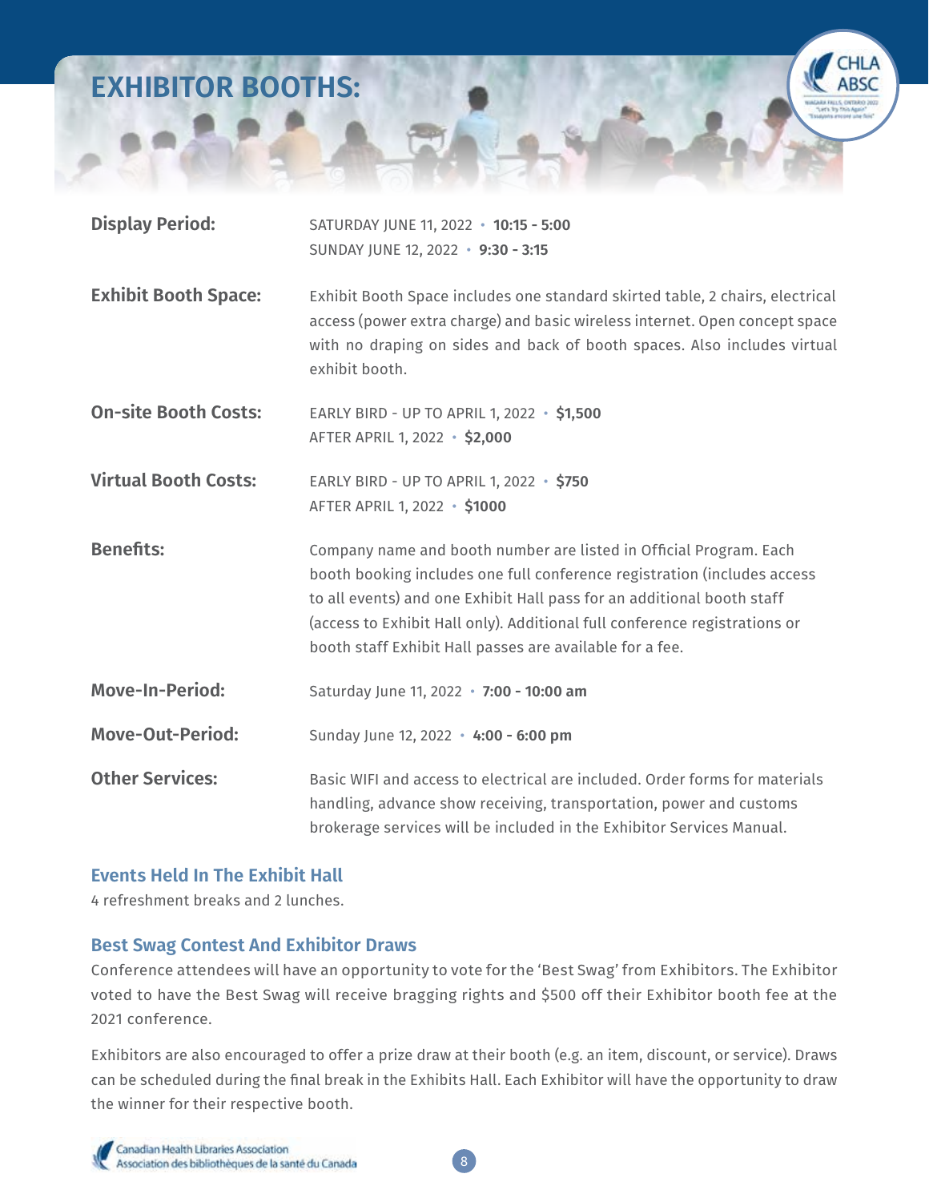# EXHIBITOR BOOTHS:

**Display Period:**
SATURDAY JUNE 11, 2022 • **10:15 - 5:00**
SUNDAY JUNE 12, 2022 • **9:30 - 3:15**

**Exhibit Booth Space:**
Exhibit Booth Space includes one standard skirted table, 2 chairs, electrical access (power extra charge) and basic wireless internet. Open concept space with no draping on sides and back of booth spaces. Also includes virtual exhibit booth.

**On-site Booth Costs:**
EARLY BIRD - UP TO APRIL 1, 2022 • **$1,500**
AFTER APRIL 1, 2022 • **$2,000**

**Virtual Booth Costs:**
EARLY BIRD - UP TO APRIL 1, 2022 • **$750**
AFTER APRIL 1, 2022 • **$1000**

**Benefits:**
Company name and booth number are listed in Official Program. Each booth booking includes one full conference registration (includes access to all events) and one Exhibit Hall pass for an additional booth staff (access to Exhibit Hall only). Additional full conference registrations or booth staff Exhibit Hall passes are available for a fee.

**Move-In-Period:**
Saturday June 11, 2022 • **7:00 - 10:00 am**

**Move-Out-Period:**
Sunday June 12, 2022 • **4:00 - 6:00 pm**

**Other Services:**
Basic WIFI and access to electrical are included. Order forms for materials handling, advance show receiving, transportation, power and customs brokerage services will be included in the Exhibitor Services Manual.

### Events Held In The Exhibit Hall

4 refreshment breaks and 2 lunches.

### Best Swag Contest And Exhibitor Draws

Conference attendees will have an opportunity to vote for the 'Best Swag' from Exhibitors. The Exhibitor voted to have the Best Swag will receive bragging rights and $500 off their Exhibitor booth fee at the 2021 conference.

Exhibitors are also encouraged to offer a prize draw at their booth (e.g. an item, discount, or service). Draws can be scheduled during the final break in the Exhibits Hall. Each Exhibitor will have the opportunity to draw the winner for their respective booth.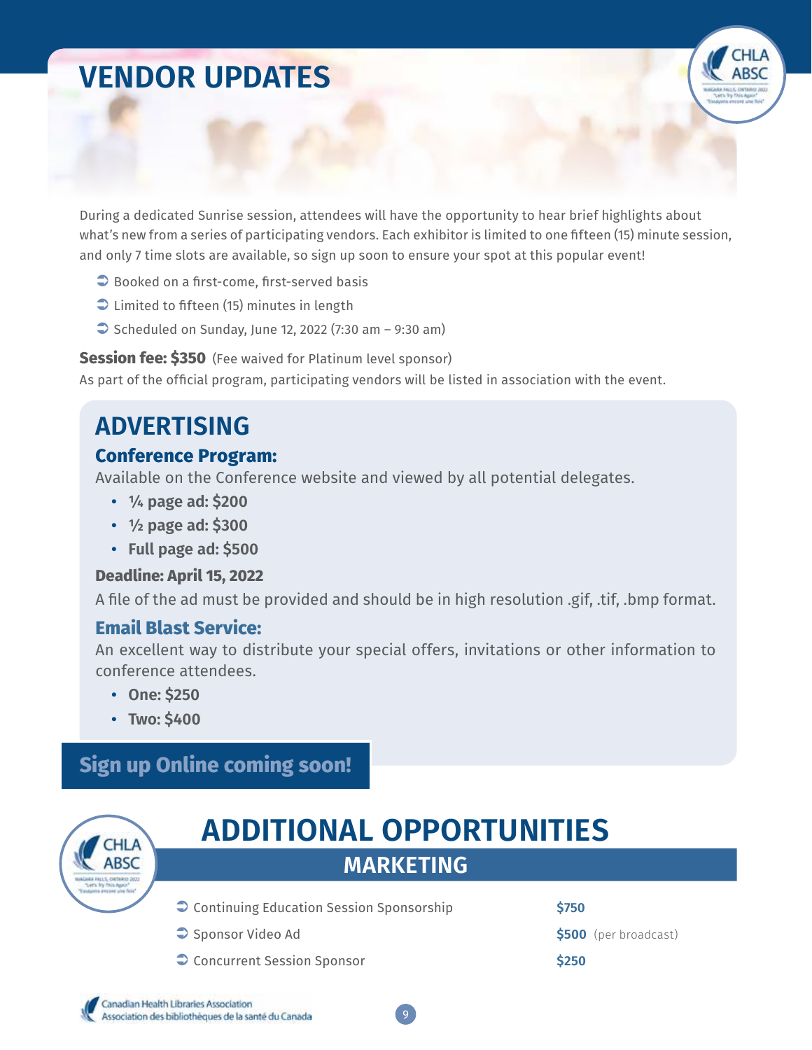# VENDOR UPDATES

During a dedicated Sunrise session, attendees will have the opportunity to hear brief highlights about what's new from a series of participating vendors. Each exhibitor is limited to one fifteen (15) minute session, and only 7 time slots are available, so sign up soon to ensure your spot at this popular event!

- Booked on a first-come, first-served basis
- Limited to fifteen (15) minutes in length
- Scheduled on Sunday, June 12, 2022 (7:30 am – 9:30 am)

**Session fee: $350** (Fee waived for Platinum level sponsor)

As part of the official program, participating vendors will be listed in association with the event.

## ADVERTISING

### Conference Program:

Available on the Conference website and viewed by all potential delegates.

- **¼ page ad: $200**
- **½ page ad: $300**
- **Full page ad: $500**

**Deadline: April 15, 2022**

A file of the ad must be provided and should be in high resolution .gif, .tif, .bmp format.

### Email Blast Service:

An excellent way to distribute your special offers, invitations or other information to conference attendees.

- **One: $250**
- **Two: $400**

**Sign up Online coming soon!**

# ADDITIONAL OPPORTUNITIES

## MARKETING

| | |
|---|---|
| Continuing Education Session Sponsorship | **$750** |
| Sponsor Video Ad | **$500** (per broadcast) |
| Concurrent Session Sponsor | **$250** |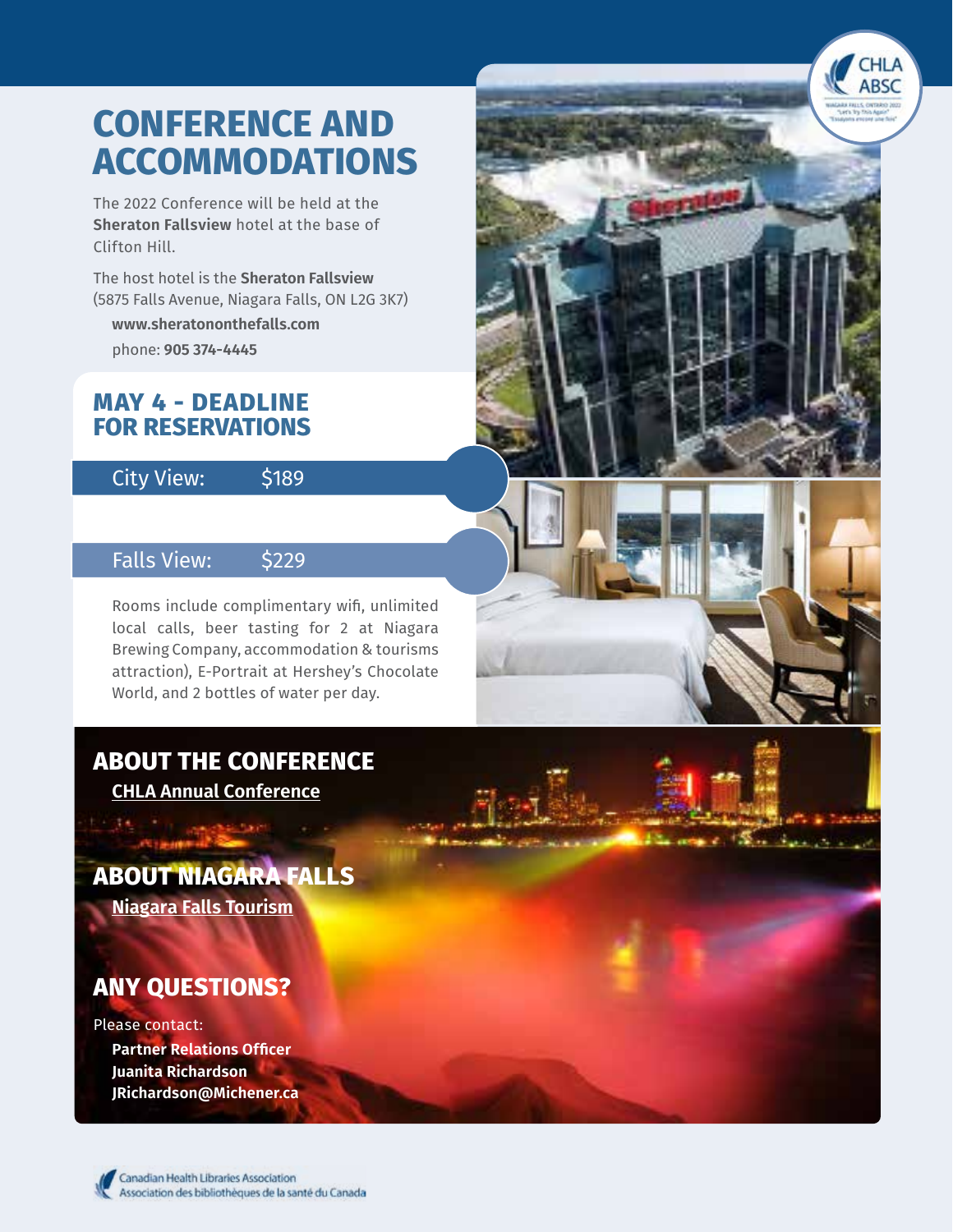# CONFERENCE AND ACCOMMODATIONS

The 2022 Conference will be held at the **Sheraton Fallsview** hotel at the base of Clifton Hill.

The host hotel is the **Sheraton Fallsview** (5875 Falls Avenue, Niagara Falls, ON L2G 3K7)

**www.sheratononthefalls.com**

phone: **905 374-4445**

## MAY 4 - DEADLINE FOR RESERVATIONS

City View: $189

Falls View: $229

Rooms include complimentary wifi, unlimited local calls, beer tasting for 2 at Niagara Brewing Company, accommodation & tourisms attraction), E-Portrait at Hershey's Chocolate World, and 2 bottles of water per day.

## ABOUT THE CONFERENCE

**CHLA Annual Conference**

## ABOUT NIAGARA FALLS

**Niagara Falls Tourism**

## ANY QUESTIONS?

Please contact:

**Partner Relations Officer**
**Juanita Richardson**
**JRichardson@Michener.ca**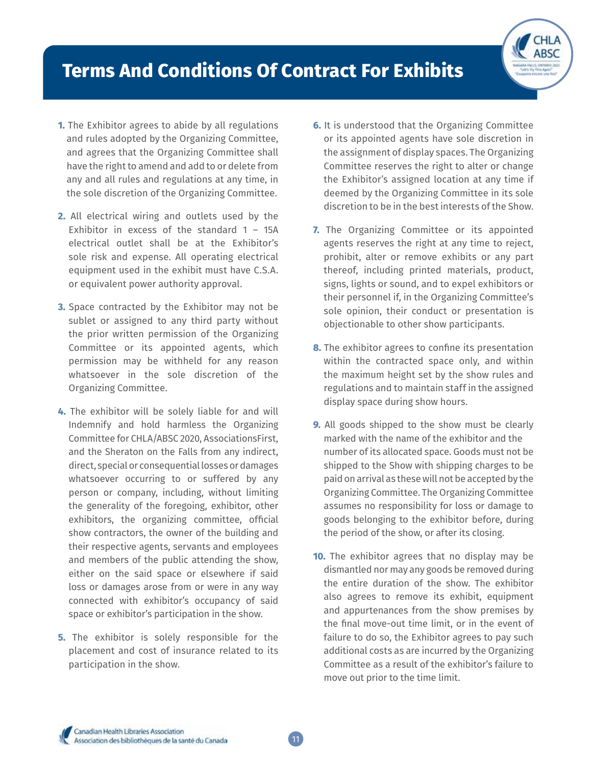# Terms And Conditions Of Contract For Exhibits

1. The Exhibitor agrees to abide by all regulations and rules adopted by the Organizing Committee, and agrees that the Organizing Committee shall have the right to amend and add to or delete from any and all rules and regulations at any time, in the sole discretion of the Organizing Committee.

2. All electrical wiring and outlets used by the Exhibitor in excess of the standard 1 – 15A electrical outlet shall be at the Exhibitor's sole risk and expense. All operating electrical equipment used in the exhibit must have C.S.A. or equivalent power authority approval.

3. Space contracted by the Exhibitor may not be sublet or assigned to any third party without the prior written permission of the Organizing Committee or its appointed agents, which permission may be withheld for any reason whatsoever in the sole discretion of the Organizing Committee.

4. The exhibitor will be solely liable for and will Indemnify and hold harmless the Organizing Committee for CHLA/ABSC 2020, AssociationsFirst, and the Sheraton on the Falls from any indirect, direct, special or consequential losses or damages whatsoever occurring to or suffered by any person or company, including, without limiting the generality of the foregoing, exhibitor, other exhibitors, the organizing committee, official show contractors, the owner of the building and their respective agents, servants and employees and members of the public attending the show, either on the said space or elsewhere if said loss or damages arose from or were in any way connected with exhibitor's occupancy of said space or exhibitor's participation in the show.

5. The exhibitor is solely responsible for the placement and cost of insurance related to its participation in the show.

6. It is understood that the Organizing Committee or its appointed agents have sole discretion in the assignment of display spaces. The Organizing Committee reserves the right to alter or change the Exhibitor's assigned location at any time if deemed by the Organizing Committee in its sole discretion to be in the best interests of the Show.

7. The Organizing Committee or its appointed agents reserves the right at any time to reject, prohibit, alter or remove exhibits or any part thereof, including printed materials, product, signs, lights or sound, and to expel exhibitors or their personnel if, in the Organizing Committee's sole opinion, their conduct or presentation is objectionable to other show participants.

8. The exhibitor agrees to confine its presentation within the contracted space only, and within the maximum height set by the show rules and regulations and to maintain staff in the assigned display space during show hours.

9. All goods shipped to the show must be clearly marked with the name of the exhibitor and the number of its allocated space. Goods must not be shipped to the Show with shipping charges to be paid on arrival as these will not be accepted by the Organizing Committee. The Organizing Committee assumes no responsibility for loss or damage to goods belonging to the exhibitor before, during the period of the show, or after its closing.

10. The exhibitor agrees that no display may be dismantled nor may any goods be removed during the entire duration of the show. The exhibitor also agrees to remove its exhibit, equipment and appurtenances from the show premises by the final move-out time limit, or in the event of failure to do so, the Exhibitor agrees to pay such additional costs as are incurred by the Organizing Committee as a result of the exhibitor's failure to move out prior to the time limit.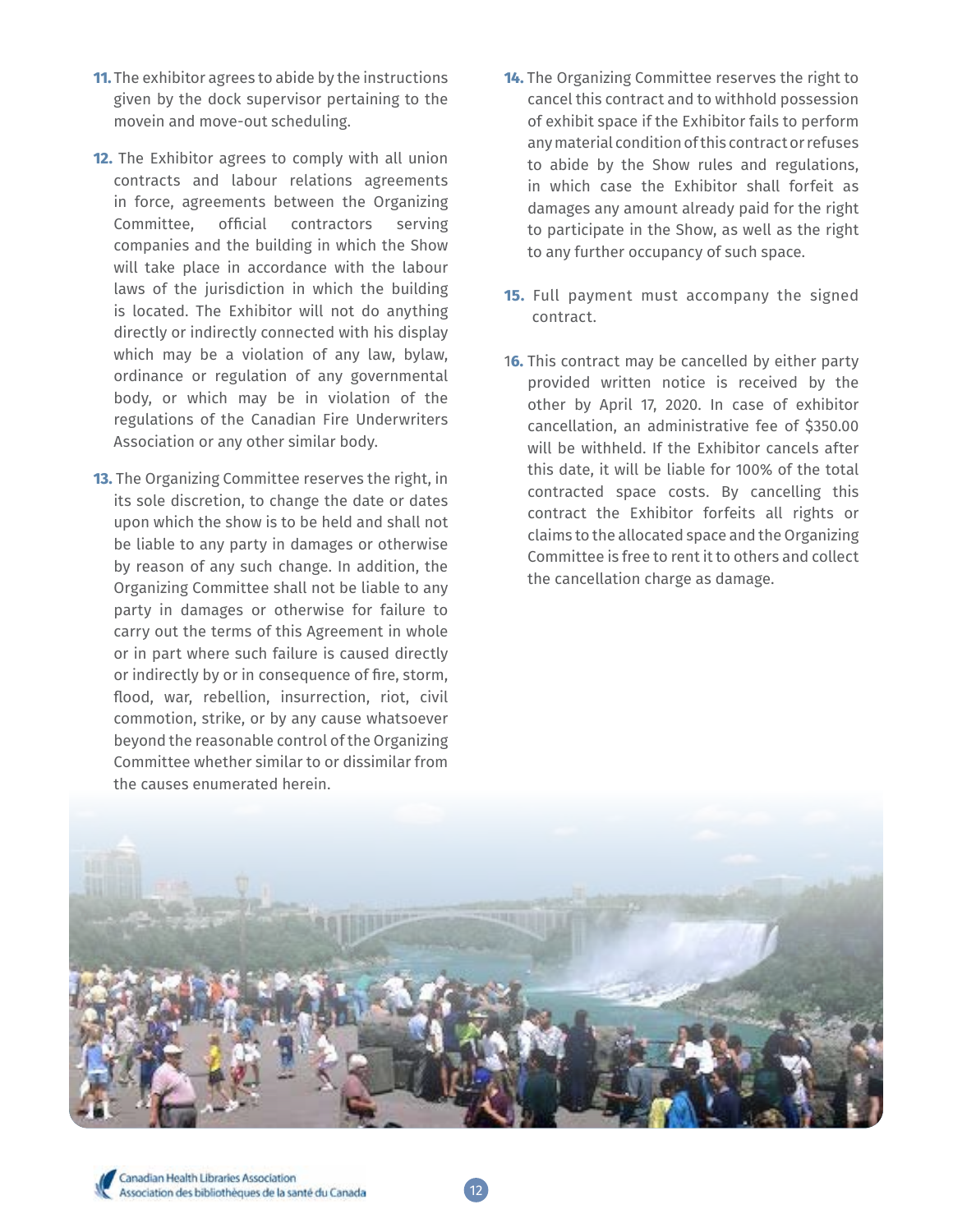**11.** The exhibitor agrees to abide by the instructions given by the dock supervisor pertaining to the movein and move-out scheduling.

**12.** The Exhibitor agrees to comply with all union contracts and labour relations agreements in force, agreements between the Organizing Committee, official contractors serving companies and the building in which the Show will take place in accordance with the labour laws of the jurisdiction in which the building is located. The Exhibitor will not do anything directly or indirectly connected with his display which may be a violation of any law, bylaw, ordinance or regulation of any governmental body, or which may be in violation of the regulations of the Canadian Fire Underwriters Association or any other similar body.

**13.** The Organizing Committee reserves the right, in its sole discretion, to change the date or dates upon which the show is to be held and shall not be liable to any party in damages or otherwise by reason of any such change. In addition, the Organizing Committee shall not be liable to any party in damages or otherwise for failure to carry out the terms of this Agreement in whole or in part where such failure is caused directly or indirectly by or in consequence of fire, storm, flood, war, rebellion, insurrection, riot, civil commotion, strike, or by any cause whatsoever beyond the reasonable control of the Organizing Committee whether similar to or dissimilar from the causes enumerated herein.

**14.** The Organizing Committee reserves the right to cancel this contract and to withhold possession of exhibit space if the Exhibitor fails to perform any material condition of this contract or refuses to abide by the Show rules and regulations, in which case the Exhibitor shall forfeit as damages any amount already paid for the right to participate in the Show, as well as the right to any further occupancy of such space.

**15.** Full payment must accompany the signed contract.

**16.** This contract may be cancelled by either party provided written notice is received by the other by April 17, 2020. In case of exhibitor cancellation, an administrative fee of $350.00 will be withheld. If the Exhibitor cancels after this date, it will be liable for 100% of the total contracted space costs. By cancelling this contract the Exhibitor forfeits all rights or claims to the allocated space and the Organizing Committee is free to rent it to others and collect the cancellation charge as damage.